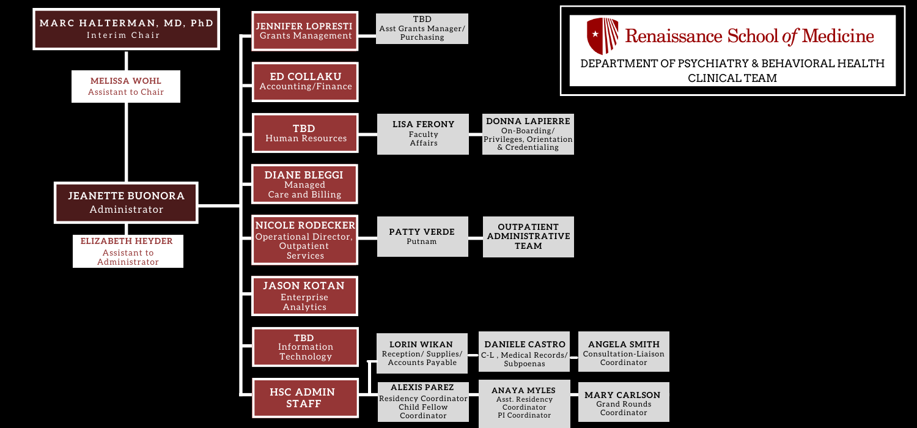# Renaissance School *of* Medicine

## DEPARTMENT OF PSYCHIATRY & BEHAVIORAL HEALTH CLINICAL TEAM

**MARC HALTERMAN, MD, PhD**
Interim Chair

**MELISSA WOHL**
Assistant to Chair

**JEANETTE BUONORA**
Administrator

**ELIZABETH HEYDER**
Assistant to Administrator

**JENNIFER LOPRESTI**
Grants Management

**TBD**
Asst Grants Manager/ Purchasing

**ED COLLAKU**
Accounting/Finance

**TBD**
Human Resources

**LISA FERONY**
Faculty Affairs

**DONNA LAPIERRE**
On-Boarding/ Privileges, Orientation & Credentialing

**DIANE BLEGGI**
Managed Care and Billing

**NICOLE RODECKER**
Operational Director, Outpatient Services

**PATTY VERDE**
Putnam

**OUTPATIENT ADMINISTRATIVE TEAM**

**JASON KOTAN**
Enterprise Analytics

**TBD**
Information Technology

**HSC ADMIN STAFF**

**LORIN WIKAN**
Reception/ Supplies/ Accounts Payable

**DANIELE CASTRO**
C-L , Medical Records/ Subpoenas

**ANGELA SMITH**
Consultation-Liaison Coordinator

**ALEXIS PAREZ**
Residency Coordinator Child Fellow Coordinator

**ANAYA MYLES**
Asst. Residency Coordinator PI Coordinator

**MARY CARLSON**
Grand Rounds Coordinator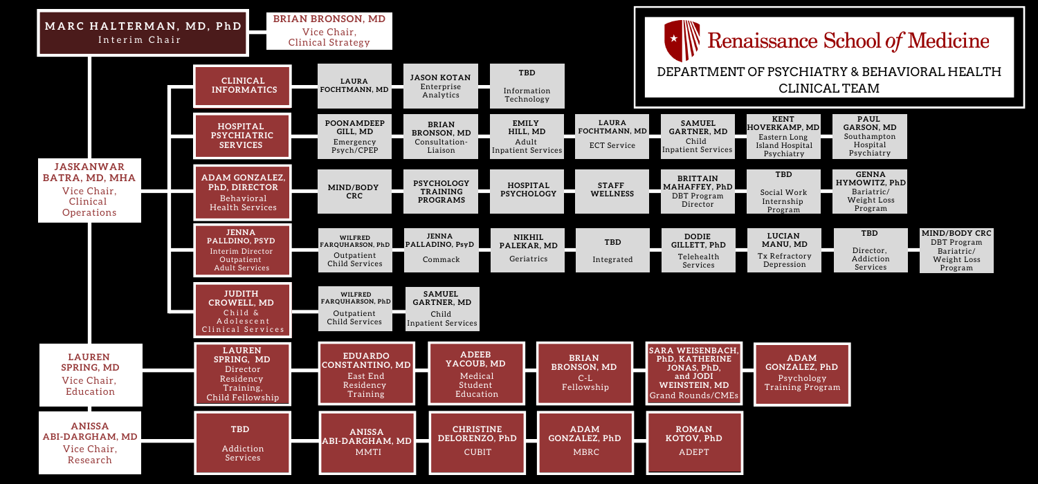# Renaissance School of Medicine

## DEPARTMENT OF PSYCHIATRY & BEHAVIORAL HEALTH CLINICAL TEAM

**MARC HALTERMAN, MD, PhD**
Interim Chair

**BRIAN BRONSON, MD**
Vice Chair, Clinical Strategy

### JASKANWAR BATRA, MD, MHA
Vice Chair, Clinical Operations

**CLINICAL INFORMATICS**
- **LAURA FOCHTMANN, MD**
- **JASON KOTAN** – Enterprise Analytics
- **TBD** – Information Technology

**HOSPITAL PSYCHIATRIC SERVICES**
- **POONAMDEEP GILL, MD** – Emergency Psych/CPEP
- **BRIAN BRONSON, MD** – Consultation-Liaison
- **EMILY HILL, MD** – Adult Inpatient Services
- **LAURA FOCHTMANN, MD** – ECT Service
- **SAMUEL GARTNER, MD** – Child Inpatient Services
- **KENT HOVERKAMP, MD** – Eastern Long Island Hospital Psychiatry
- **PAUL GARSON, MD** – Southampton Hospital Psychiatry

**ADAM GONZALEZ, PhD, DIRECTOR** – Behavioral Health Services
- **MIND/BODY CRC**
- **PSYCHOLOGY TRAINING PROGRAMS**
- **HOSPITAL PSYCHOLOGY**
- **STAFF WELLNESS**
- **BRITTAIN MAHAFFEY, PhD** – DBT Program Director
- **TBD** – Social Work Internship Program
- **GENNA HYMOWITZ, PhD** – Bariatric/Weight Loss Program

**JENNA PALLDINO, PSYD** – Interim Director Outpatient Adult Services
- **WILFRED FARQUHARSON, PhD** – Outpatient Child Services
- **JENNA PALLDINO, PsyD** – Commack
- **NIKHIL PALEKAR, MD** – Geriatrics
- **TBD** – Integrated
- **DODIE GILLETT, PhD** – Telehealth Services
- **LUCIAN MANU, MD** – Tx Refractory Depression
- **TBD** – Director, Addiction Services
- **MIND/BODY CRC** – DBT Program Bariatric/Weight Loss Program

**JUDITH CROWELL, MD** – Child & Adolescent Clinical Services
- **WILFRED FARQUHARSON, PhD** – Outpatient Child Services
- **SAMUEL GARTNER, MD** – Child Inpatient Services

### LAUREN SPRING, MD
Vice Chair, Education

**LAUREN SPRING, MD** – Director Residency Training, Child Fellowship
- **EDUARDO CONSTANTINO, MD** – East End Residency Training
- **ADEEB YACOUB, MD** – Medical Student Education
- **BRIAN BRONSON, MD** – C-L Fellowship
- **SARA WEISENBACH, PhD, KATHERINE JONAS, PhD, and JODI WEINSTEIN, MD** – Grand Rounds/CMEs
- **ADAM GONZALEZ, PhD** – Psychology Training Program

### ANISSA ABI-DARGHAM, MD
Vice Chair, Research

**TBD** – Addiction Services
- **ANISSA ABI-DARGHAM, MD** – MMTI
- **CHRISTINE DELORENZO, PhD** – CUBIT
- **ADAM GONZALEZ, PhD** – MBRC
- **ROMAN KOTOV, PhD** – ADEPT